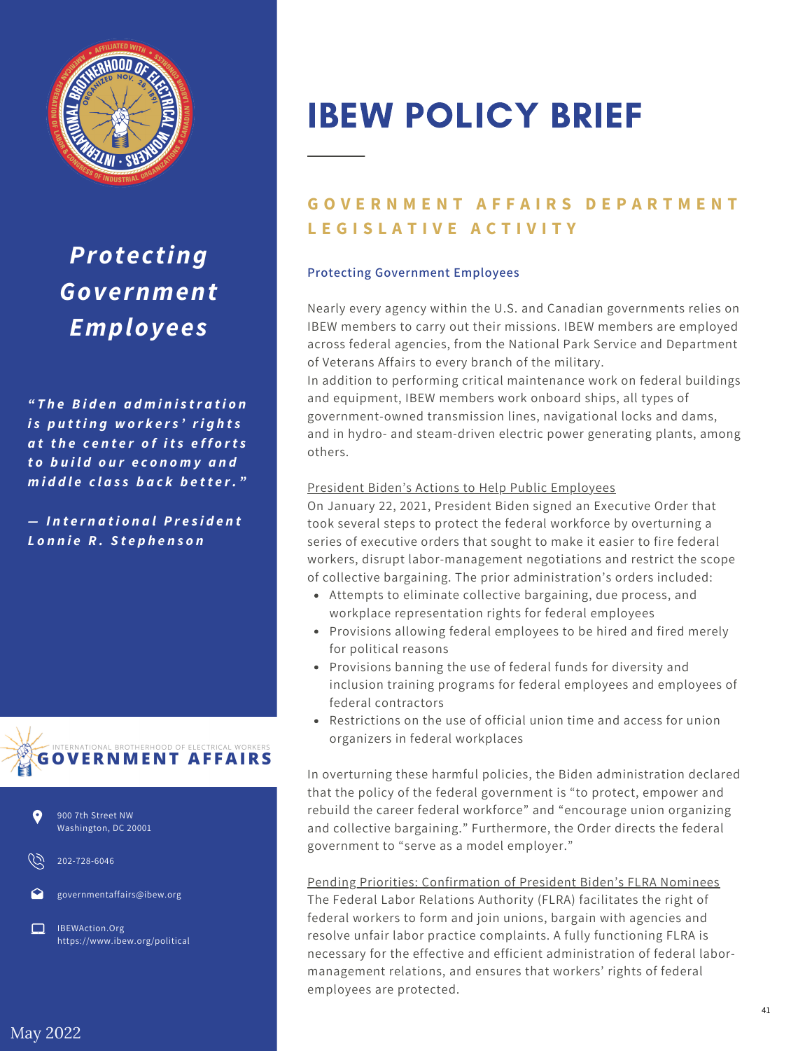# IBEW POLICY BRIEF

## GOVERNMENT AFFAIRS DEPARTMENT LEGISLATIVE ACTIVITY

*Protecting Government Employees*

*"The Biden administration is putting workers' rights at the center of its efforts to build our economy and middle class back better."*

*— International President Lonnie R. Stephenson*

INTERNATIONAL BROTHERHOOD OF ELECTRICAL WORKERS
**GOVERNMENT AFFAIRS**

900 7th Street NW
Washington, DC 20001

202-728-6046

governmentaffairs@ibew.org

IBEWAction.Org
https://www.ibew.org/political

May 2022

### Protecting Government Employees

Nearly every agency within the U.S. and Canadian governments relies on IBEW members to carry out their missions. IBEW members are employed across federal agencies, from the National Park Service and Department of Veterans Affairs to every branch of the military.
In addition to performing critical maintenance work on federal buildings and equipment, IBEW members work onboard ships, all types of government-owned transmission lines, navigational locks and dams, and in hydro- and steam-driven electric power generating plants, among others.

President Biden's Actions to Help Public Employees

On January 22, 2021, President Biden signed an Executive Order that took several steps to protect the federal workforce by overturning a series of executive orders that sought to make it easier to fire federal workers, disrupt labor-management negotiations and restrict the scope of collective bargaining. The prior administration's orders included:

- Attempts to eliminate collective bargaining, due process, and workplace representation rights for federal employees
- Provisions allowing federal employees to be hired and fired merely for political reasons
- Provisions banning the use of federal funds for diversity and inclusion training programs for federal employees and employees of federal contractors
- Restrictions on the use of official union time and access for union organizers in federal workplaces

In overturning these harmful policies, the Biden administration declared that the policy of the federal government is "to protect, empower and rebuild the career federal workforce" and "encourage union organizing and collective bargaining." Furthermore, the Order directs the federal government to "serve as a model employer."

Pending Priorities: Confirmation of President Biden's FLRA Nominees

The Federal Labor Relations Authority (FLRA) facilitates the right of federal workers to form and join unions, bargain with agencies and resolve unfair labor practice complaints. A fully functioning FLRA is necessary for the effective and efficient administration of federal labor-management relations, and ensures that workers' rights of federal employees are protected.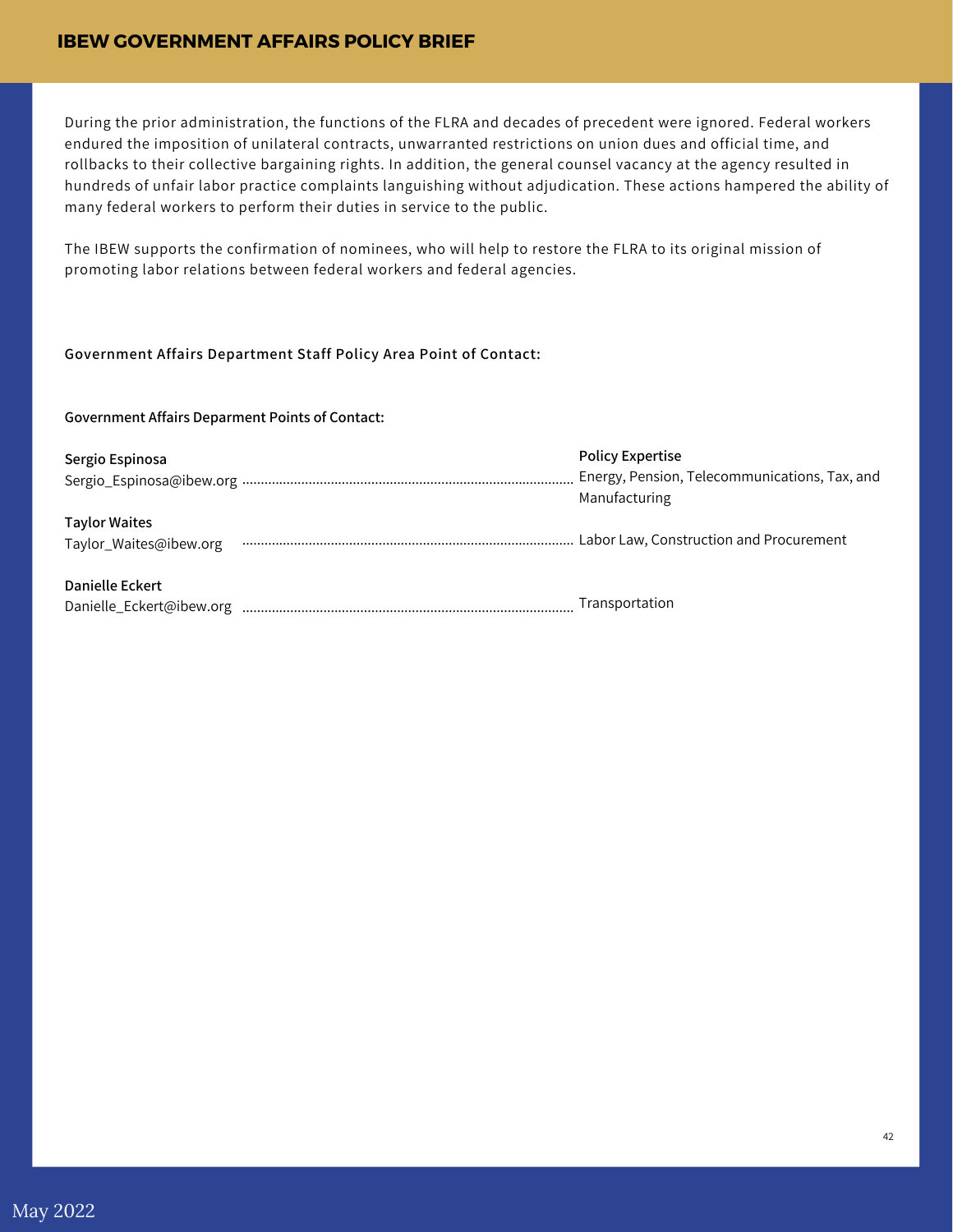During the prior administration, the functions of the FLRA and decades of precedent were ignored. Federal workers endured the imposition of unilateral contracts, unwarranted restrictions on union dues and official time, and rollbacks to their collective bargaining rights. In addition, the general counsel vacancy at the agency resulted in hundreds of unfair labor practice complaints languishing without adjudication. These actions hampered the ability of many federal workers to perform their duties in service to the public.

The IBEW supports the confirmation of nominees, who will help to restore the FLRA to its original mission of promoting labor relations between federal workers and federal agencies.

**Government Affairs Department Staff Policy Area Point of Contact:**

**Government Affairs Deparment Points of Contact:**

| | Policy Expertise |
|---|---|
| **Sergio Espinosa**<br>Sergio_Espinosa@ibew.org | Energy, Pension, Telecommunications, Tax, and Manufacturing |
| **Taylor Waites**<br>Taylor_Waites@ibew.org | Labor Law, Construction and Procurement |
| **Danielle Eckert**<br>Danielle_Eckert@ibew.org | Transportation |